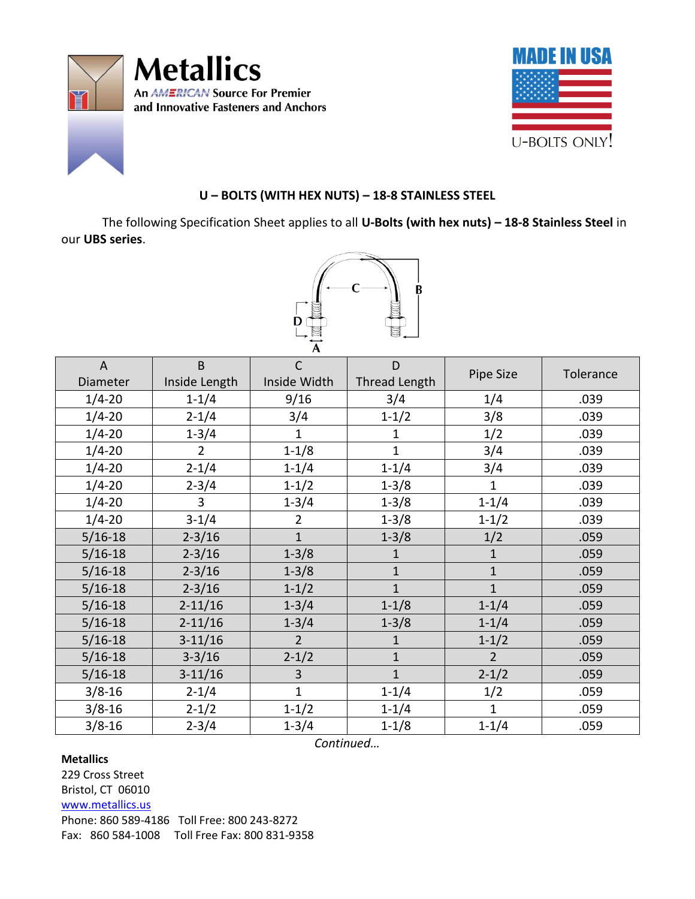# Metallics

An AMERICAN Source For Premier and Innovative Fasteners and Anchors

MADE IN USA

U-BOLTS ONLY!

## U – BOLTS (WITH HEX NUTS) – 18-8 STAINLESS STEEL

The following Specification Sheet applies to all **U-Bolts (with hex nuts) – 18-8 Stainless Steel** in our **UBS series**.

| A Diameter | B Inside Length | C Inside Width | D Thread Length | Pipe Size | Tolerance |
|---|---|---|---|---|---|
| 1/4-20 | 1-1/4 | 9/16 | 3/4 | 1/4 | .039 |
| 1/4-20 | 2-1/4 | 3/4 | 1-1/2 | 3/8 | .039 |
| 1/4-20 | 1-3/4 | 1 | 1 | 1/2 | .039 |
| 1/4-20 | 2 | 1-1/8 | 1 | 3/4 | .039 |
| 1/4-20 | 2-1/4 | 1-1/4 | 1-1/4 | 3/4 | .039 |
| 1/4-20 | 2-3/4 | 1-1/2 | 1-3/8 | 1 | .039 |
| 1/4-20 | 3 | 1-3/4 | 1-3/8 | 1-1/4 | .039 |
| 1/4-20 | 3-1/4 | 2 | 1-3/8 | 1-1/2 | .039 |
| 5/16-18 | 2-3/16 | 1 | 1-3/8 | 1/2 | .059 |
| 5/16-18 | 2-3/16 | 1-3/8 | 1 | 1 | .059 |
| 5/16-18 | 2-3/16 | 1-3/8 | 1 | 1 | .059 |
| 5/16-18 | 2-3/16 | 1-1/2 | 1 | 1 | .059 |
| 5/16-18 | 2-11/16 | 1-3/4 | 1-1/8 | 1-1/4 | .059 |
| 5/16-18 | 2-11/16 | 1-3/4 | 1-3/8 | 1-1/4 | .059 |
| 5/16-18 | 3-11/16 | 2 | 1 | 1-1/2 | .059 |
| 5/16-18 | 3-3/16 | 2-1/2 | 1 | 2 | .059 |
| 5/16-18 | 3-11/16 | 3 | 1 | 2-1/2 | .059 |
| 3/8-16 | 2-1/4 | 1 | 1-1/4 | 1/2 | .059 |
| 3/8-16 | 2-1/2 | 1-1/2 | 1-1/4 | 1 | .059 |
| 3/8-16 | 2-3/4 | 1-3/4 | 1-1/8 | 1-1/4 | .059 |

*Continued…*

**Metallics**
229 Cross Street
Bristol, CT 06010
www.metallics.us
Phone: 860 589-4186 Toll Free: 800 243-8272
Fax: 860 584-1008 Toll Free Fax: 800 831-9358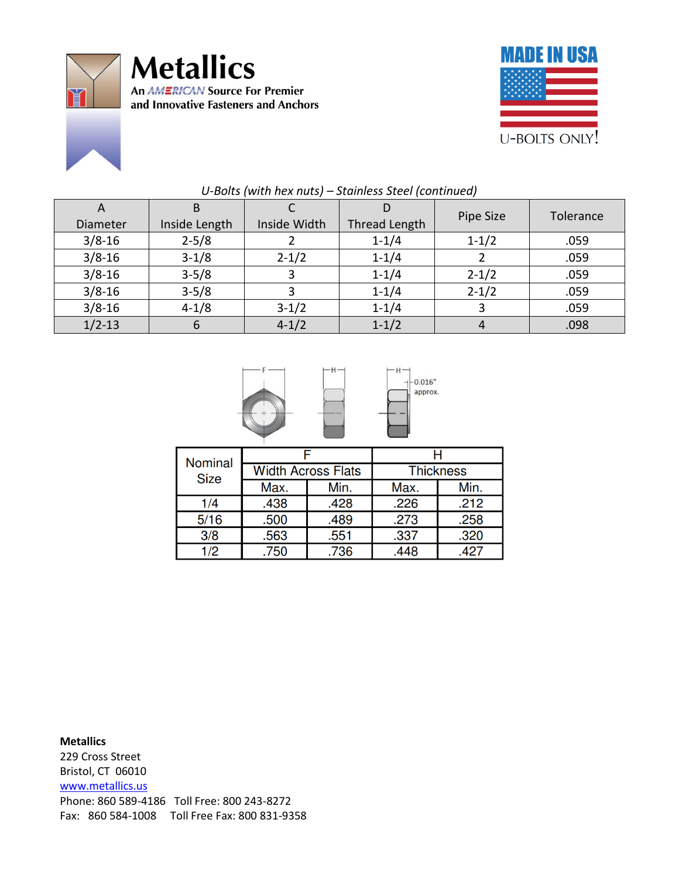# Metallics

An AMERICAN Source For Premier and Innovative Fasteners and Anchors

MADE IN USA

U-BOLTS ONLY!

*U-Bolts (with hex nuts) – Stainless Steel (continued)*

| A Diameter | B Inside Length | C Inside Width | D Thread Length | Pipe Size | Tolerance |
|---|---|---|---|---|---|
| 3/8-16 | 2-5/8 | 2 | 1-1/4 | 1-1/2 | .059 |
| 3/8-16 | 3-1/8 | 2-1/2 | 1-1/4 | 2 | .059 |
| 3/8-16 | 3-5/8 | 3 | 1-1/4 | 2-1/2 | .059 |
| 3/8-16 | 3-5/8 | 3 | 1-1/4 | 2-1/2 | .059 |
| 3/8-16 | 4-1/8 | 3-1/2 | 1-1/4 | 3 | .059 |
| 1/2-13 | 6 | 4-1/2 | 1-1/2 | 4 | .098 |

F H H 0.016" approx.

| Nominal Size | F Width Across Flats | | H Thickness | |
|---|---|---|---|---|
| | Max. | Min. | Max. | Min. |
| 1/4 | .438 | .428 | .226 | .212 |
| 5/16 | .500 | .489 | .273 | .258 |
| 3/8 | .563 | .551 | .337 | .320 |
| 1/2 | .750 | .736 | .448 | .427 |

**Metallics**
229 Cross Street
Bristol, CT 06010
www.metallics.us
Phone: 860 589-4186 Toll Free: 800 243-8272
Fax: 860 584-1008 Toll Free Fax: 800 831-9358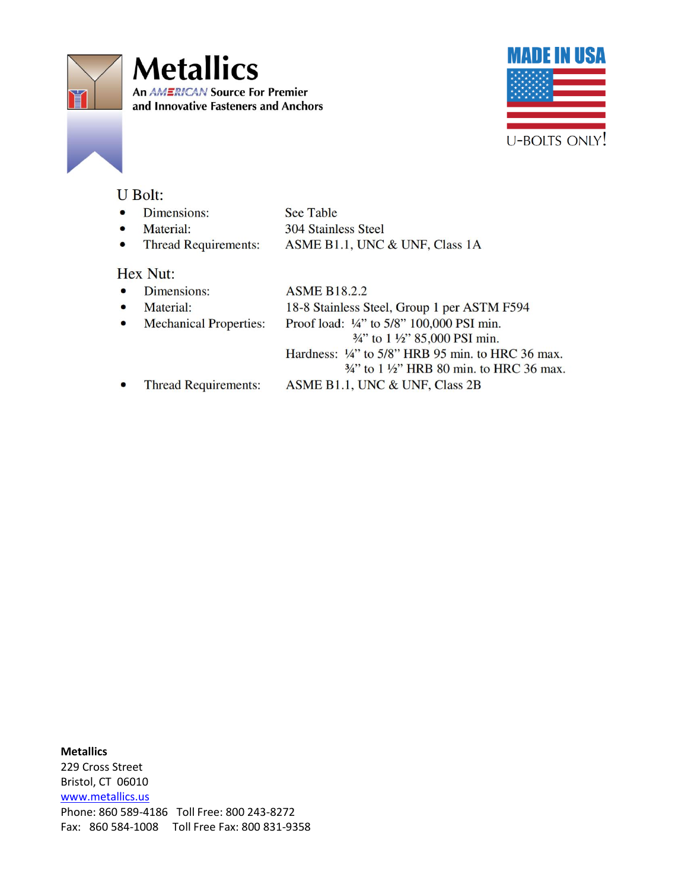# Metallics

An AMERICAN Source For Premier and Innovative Fasteners and Anchors

MADE IN USA

U-BOLTS ONLY!

## U Bolt:

- Dimensions: See Table
- Material: 304 Stainless Steel
- Thread Requirements: ASME B1.1, UNC & UNF, Class 1A

## Hex Nut:

- Dimensions: ASME B18.2.2
- Material: 18-8 Stainless Steel, Group 1 per ASTM F594
- Mechanical Properties: Proof load: ¼" to 5/8" 100,000 PSI min.
  ¾" to 1 ½" 85,000 PSI min.
  Hardness: ¼" to 5/8" HRB 95 min. to HRC 36 max.
  ¾" to 1 ½" HRB 80 min. to HRC 36 max.
- Thread Requirements: ASME B1.1, UNC & UNF, Class 2B

**Metallics**
229 Cross Street
Bristol, CT 06010
www.metallics.us
Phone: 860 589-4186 Toll Free: 800 243-8272
Fax: 860 584-1008 Toll Free Fax: 800 831-9358